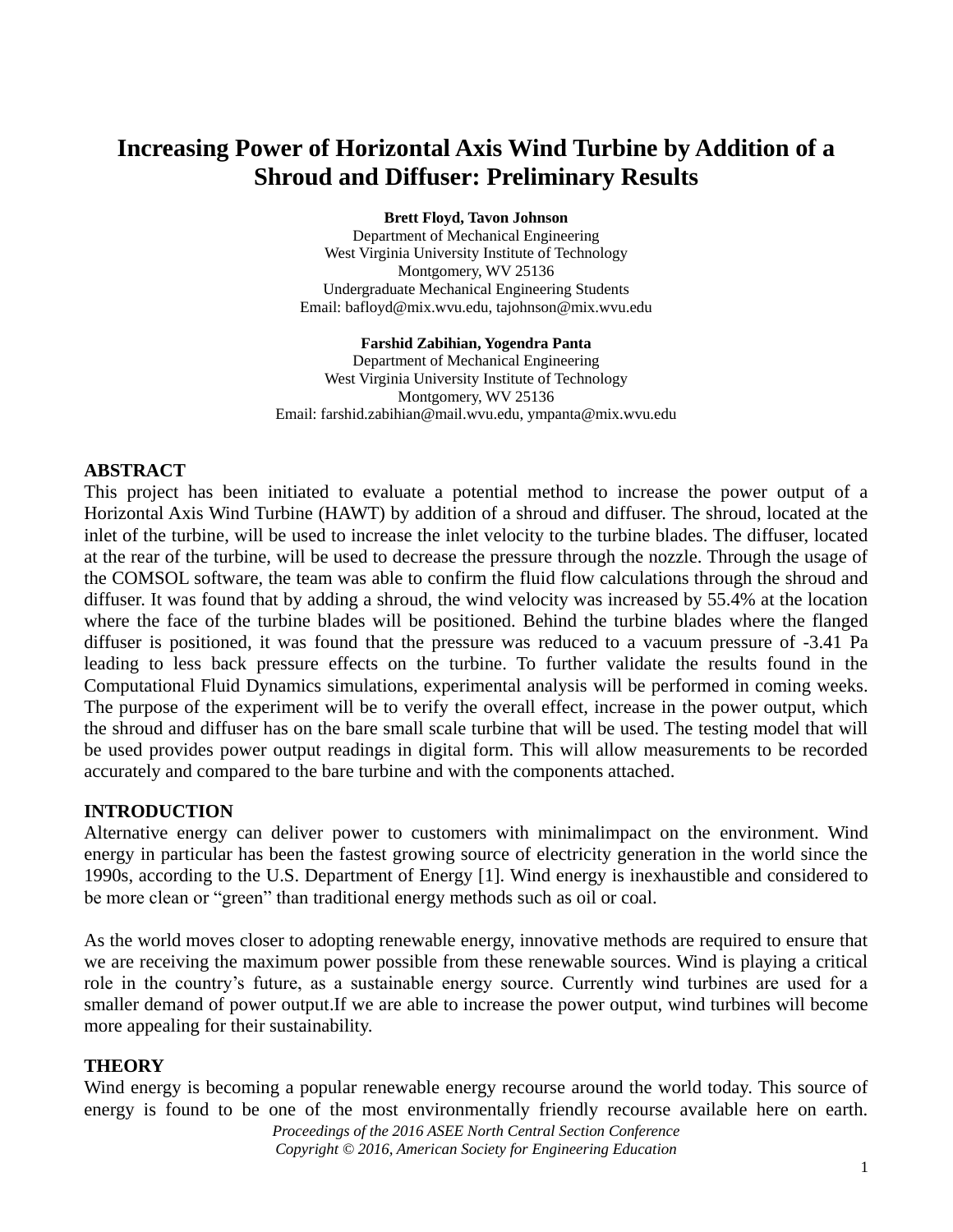# Increasing Power of Horizontal Axis Wind Turbine by Addition of a Shroud and Diffuser: Preliminary Results

**Brett Floyd, Tavon Johnson**
Department of Mechanical Engineering
West Virginia University Institute of Technology
Montgomery, WV 25136
Undergraduate Mechanical Engineering Students
Email: bafloyd@mix.wvu.edu, tajohnson@mix.wvu.edu

**Farshid Zabihian, Yogendra Panta**
Department of Mechanical Engineering
West Virginia University Institute of Technology
Montgomery, WV 25136
Email: farshid.zabihian@mail.wvu.edu, ympanta@mix.wvu.edu

## ABSTRACT

This project has been initiated to evaluate a potential method to increase the power output of a Horizontal Axis Wind Turbine (HAWT) by addition of a shroud and diffuser. The shroud, located at the inlet of the turbine, will be used to increase the inlet velocity to the turbine blades. The diffuser, located at the rear of the turbine, will be used to decrease the pressure through the nozzle. Through the usage of the COMSOL software, the team was able to confirm the fluid flow calculations through the shroud and diffuser. It was found that by adding a shroud, the wind velocity was increased by 55.4% at the location where the face of the turbine blades will be positioned. Behind the turbine blades where the flanged diffuser is positioned, it was found that the pressure was reduced to a vacuum pressure of -3.41 Pa leading to less back pressure effects on the turbine. To further validate the results found in the Computational Fluid Dynamics simulations, experimental analysis will be performed in coming weeks. The purpose of the experiment will be to verify the overall effect, increase in the power output, which the shroud and diffuser has on the bare small scale turbine that will be used. The testing model that will be used provides power output readings in digital form. This will allow measurements to be recorded accurately and compared to the bare turbine and with the components attached.

## INTRODUCTION

Alternative energy can deliver power to customers with minimalimpact on the environment. Wind energy in particular has been the fastest growing source of electricity generation in the world since the 1990s, according to the U.S. Department of Energy [1]. Wind energy is inexhaustible and considered to be more clean or "green" than traditional energy methods such as oil or coal.

As the world moves closer to adopting renewable energy, innovative methods are required to ensure that we are receiving the maximum power possible from these renewable sources. Wind is playing a critical role in the country's future, as a sustainable energy source. Currently wind turbines are used for a smaller demand of power output.If we are able to increase the power output, wind turbines will become more appealing for their sustainability.

## THEORY

Wind energy is becoming a popular renewable energy recourse around the world today. This source of energy is found to be one of the most environmentally friendly recourse available here on earth.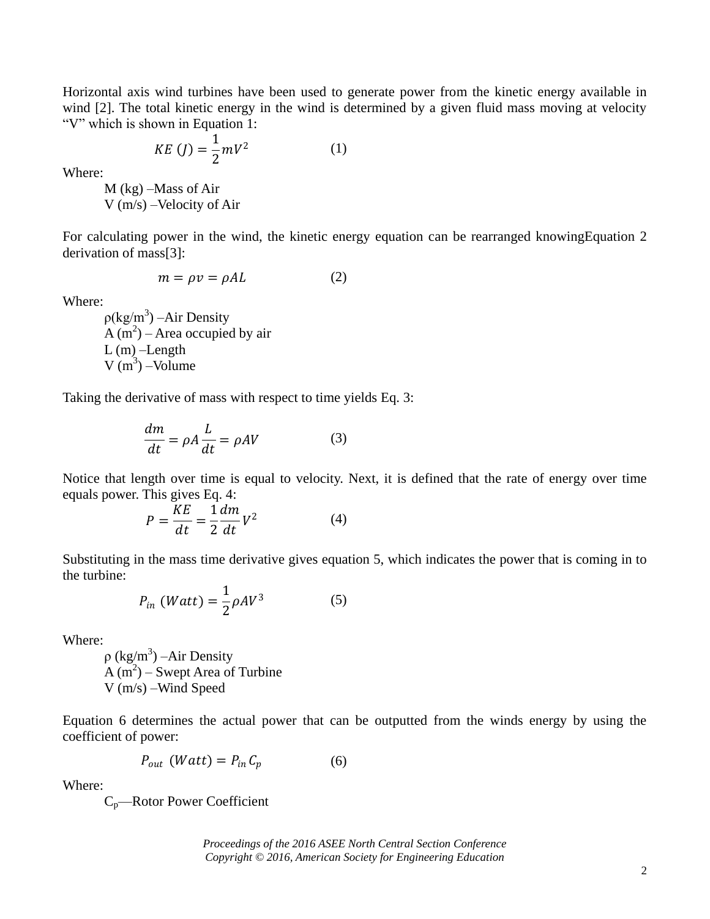Horizontal axis wind turbines have been used to generate power from the kinetic energy available in wind [2]. The total kinetic energy in the wind is determined by a given fluid mass moving at velocity "V" which is shown in Equation 1:

$$KE\ (J) = \frac{1}{2}mV^2 \qquad (1)$$

Where:

M (kg) –Mass of Air
V (m/s) –Velocity of Air

For calculating power in the wind, the kinetic energy equation can be rearranged knowingEquation 2 derivation of mass[3]:

$$m = \rho v = \rho AL \qquad (2)$$

Where:

ρ(kg/m$^3$) –Air Density
A (m$^2$) – Area occupied by air
L (m) –Length
V (m$^3$) –Volume

Taking the derivative of mass with respect to time yields Eq. 3:

$$\frac{dm}{dt} = \rho A \frac{L}{dt} = \rho AV \qquad (3)$$

Notice that length over time is equal to velocity. Next, it is defined that the rate of energy over time equals power. This gives Eq. 4:

$$P = \frac{KE}{dt} = \frac{1}{2}\frac{dm}{dt}V^2 \qquad (4)$$

Substituting in the mass time derivative gives equation 5, which indicates the power that is coming in to the turbine:

$$P_{in}\ (Watt) = \frac{1}{2}\rho AV^3 \qquad (5)$$

Where:

ρ (kg/m$^3$) –Air Density
A (m$^2$) – Swept Area of Turbine
V (m/s) –Wind Speed

Equation 6 determines the actual power that can be outputted from the winds energy by using the coefficient of power:

$$P_{out}\ (Watt) = P_{in}C_p \qquad (6)$$

Where:

$C_p$—Rotor Power Coefficient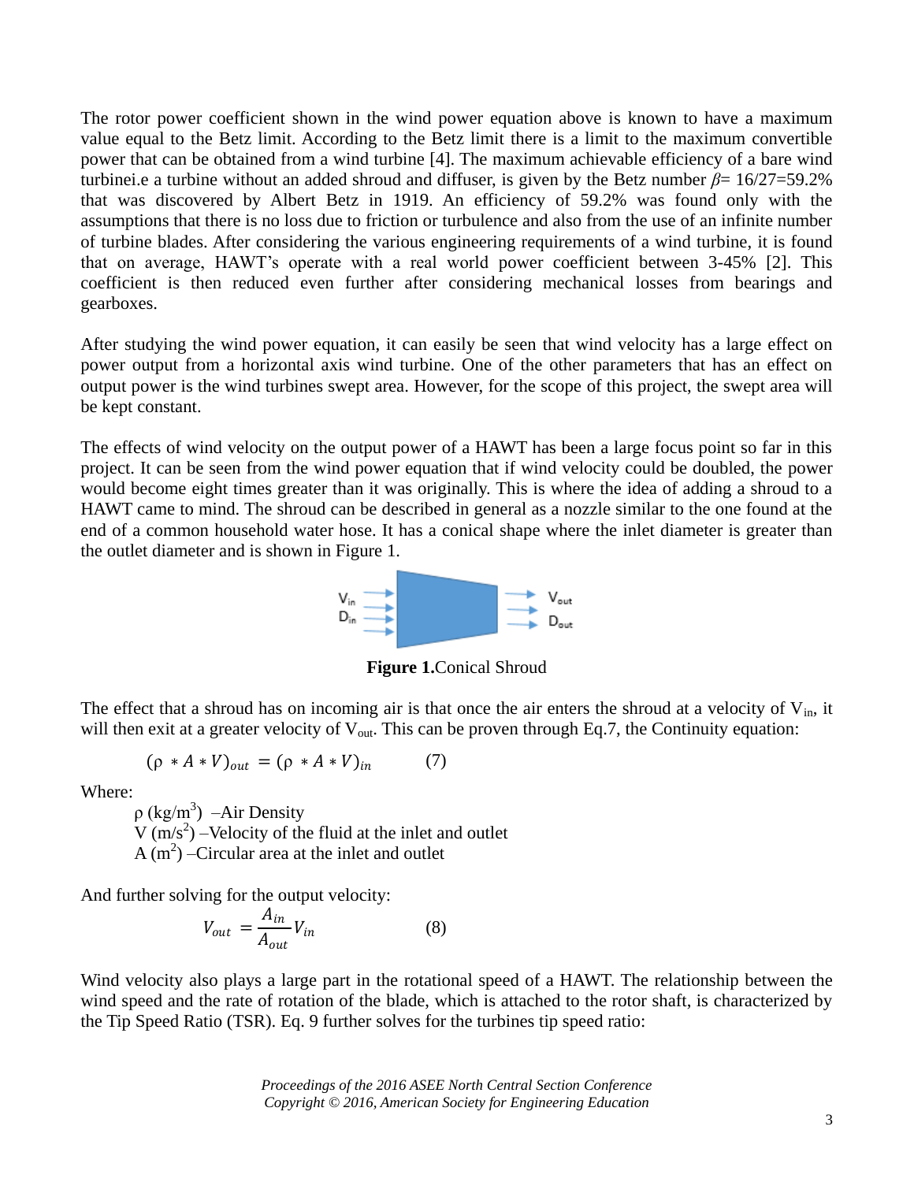The rotor power coefficient shown in the wind power equation above is known to have a maximum value equal to the Betz limit. According to the Betz limit there is a limit to the maximum convertible power that can be obtained from a wind turbine [4]. The maximum achievable efficiency of a bare wind turbinei.e a turbine without an added shroud and diffuser, is given by the Betz number $\beta$= 16/27=59.2% that was discovered by Albert Betz in 1919. An efficiency of 59.2% was found only with the assumptions that there is no loss due to friction or turbulence and also from the use of an infinite number of turbine blades. After considering the various engineering requirements of a wind turbine, it is found that on average, HAWT's operate with a real world power coefficient between 3-45% [2]. This coefficient is then reduced even further after considering mechanical losses from bearings and gearboxes.

After studying the wind power equation, it can easily be seen that wind velocity has a large effect on power output from a horizontal axis wind turbine. One of the other parameters that has an effect on output power is the wind turbines swept area. However, for the scope of this project, the swept area will be kept constant.

The effects of wind velocity on the output power of a HAWT has been a large focus point so far in this project. It can be seen from the wind power equation that if wind velocity could be doubled, the power would become eight times greater than it was originally. This is where the idea of adding a shroud to a HAWT came to mind. The shroud can be described in general as a nozzle similar to the one found at the end of a common household water hose. It has a conical shape where the inlet diameter is greater than the outlet diameter and is shown in Figure 1.

**Figure 1.**Conical Shroud

The effect that a shroud has on incoming air is that once the air enters the shroud at a velocity of $V_{in}$, it will then exit at a greater velocity of $V_{out}$. This can be proven through Eq.7, the Continuity equation:

$$(\rho * A * V)_{out} = (\rho * A * V)_{in} \qquad (7)$$

Where:

$\rho$ (kg/m$^3$) –Air Density
V (m/s$^2$) –Velocity of the fluid at the inlet and outlet
A (m$^2$) –Circular area at the inlet and outlet

And further solving for the output velocity:

$$V_{out} = \frac{A_{in}}{A_{out}} V_{in} \qquad (8)$$

Wind velocity also plays a large part in the rotational speed of a HAWT. The relationship between the wind speed and the rate of rotation of the blade, which is attached to the rotor shaft, is characterized by the Tip Speed Ratio (TSR). Eq. 9 further solves for the turbines tip speed ratio: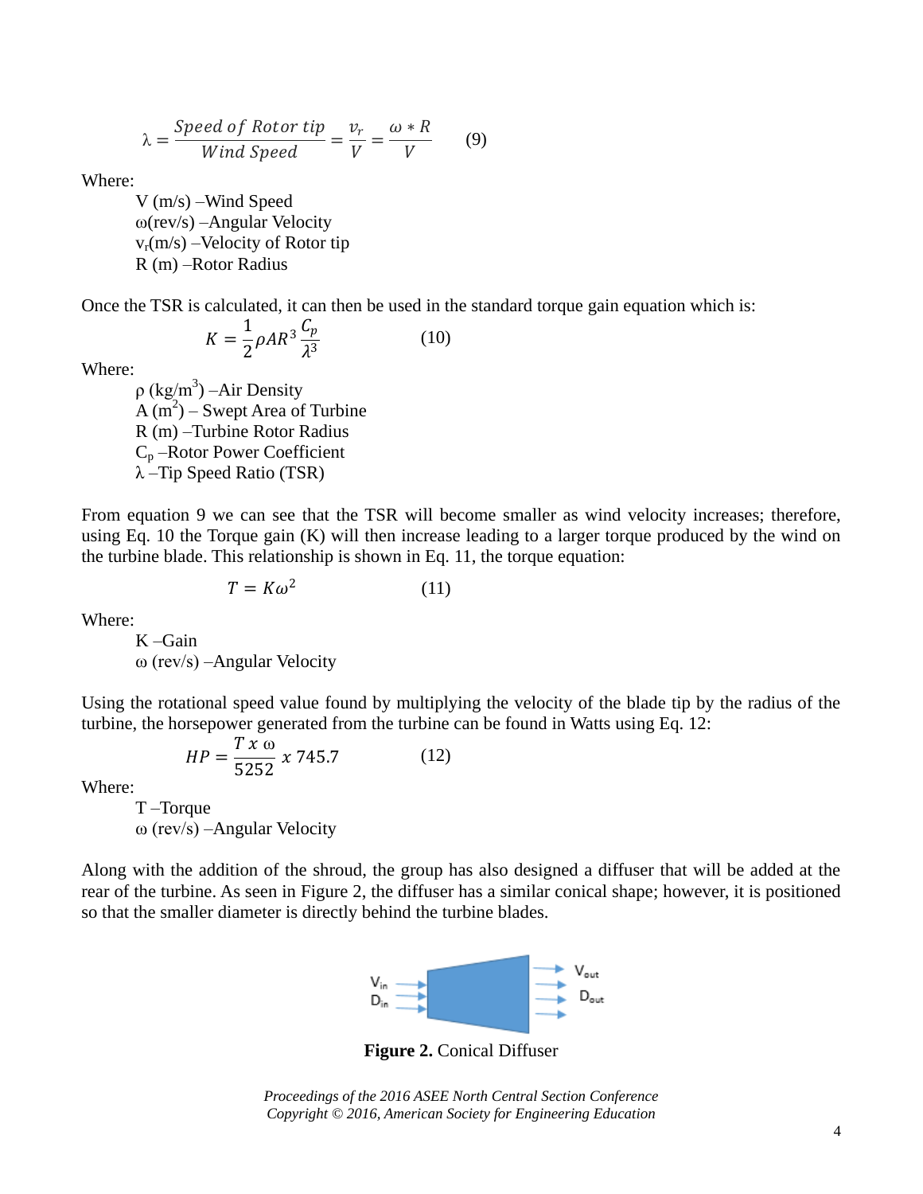$$\lambda = \frac{Speed\ of\ Rotor\ tip}{Wind\ Speed} = \frac{v_r}{V} = \frac{\omega * R}{V} \qquad (9)$$

Where:

- V (m/s) –Wind Speed
- ω(rev/s) –Angular Velocity
- $v_r$(m/s) –Velocity of Rotor tip
- R (m) –Rotor Radius

Once the TSR is calculated, it can then be used in the standard torque gain equation which is:

$$K = \frac{1}{2}\rho A R^3 \frac{C_p}{\lambda^3} \qquad (10)$$

Where:

- ρ (kg/m$^3$) –Air Density
- A (m$^2$) – Swept Area of Turbine
- R (m) –Turbine Rotor Radius
- $C_p$ –Rotor Power Coefficient
- λ –Tip Speed Ratio (TSR)

From equation 9 we can see that the TSR will become smaller as wind velocity increases; therefore, using Eq. 10 the Torque gain (K) will then increase leading to a larger torque produced by the wind on the turbine blade. This relationship is shown in Eq. 11, the torque equation:

$$T = K\omega^2 \qquad (11)$$

Where:

- K –Gain
- ω (rev/s) –Angular Velocity

Using the rotational speed value found by multiplying the velocity of the blade tip by the radius of the turbine, the horsepower generated from the turbine can be found in Watts using Eq. 12:

$$HP = \frac{T\ x\ \omega}{5252}\ x\ 745.7 \qquad (12)$$

Where:

- T –Torque
- ω (rev/s) –Angular Velocity

Along with the addition of the shroud, the group has also designed a diffuser that will be added at the rear of the turbine. As seen in Figure 2, the diffuser has a similar conical shape; however, it is positioned so that the smaller diameter is directly behind the turbine blades.

**Figure 2.** Conical Diffuser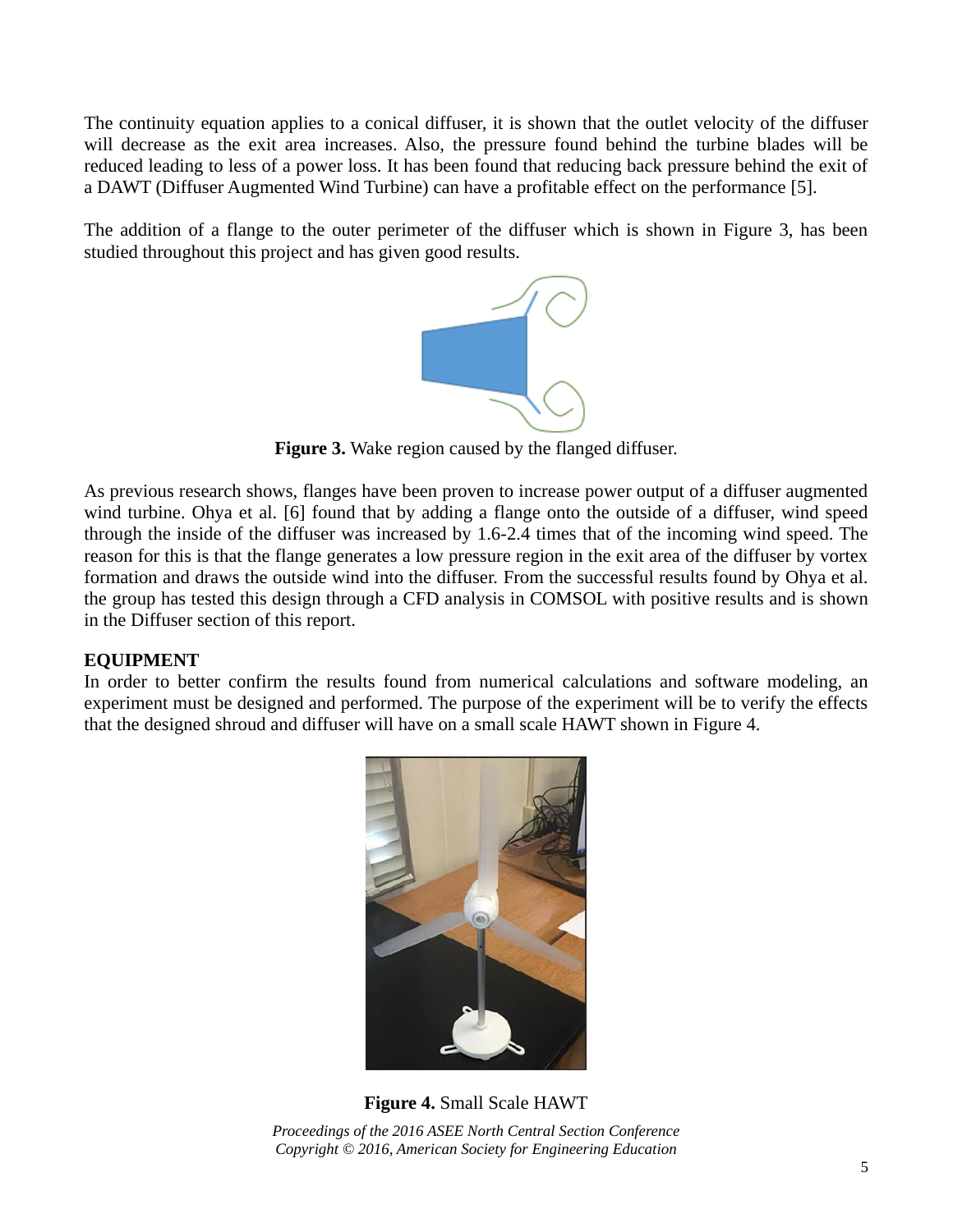The continuity equation applies to a conical diffuser, it is shown that the outlet velocity of the diffuser will decrease as the exit area increases. Also, the pressure found behind the turbine blades will be reduced leading to less of a power loss. It has been found that reducing back pressure behind the exit of a DAWT (Diffuser Augmented Wind Turbine) can have a profitable effect on the performance [5].

The addition of a flange to the outer perimeter of the diffuser which is shown in Figure 3, has been studied throughout this project and has given good results.

**Figure 3.** Wake region caused by the flanged diffuser.

As previous research shows, flanges have been proven to increase power output of a diffuser augmented wind turbine. Ohya et al. [6] found that by adding a flange onto the outside of a diffuser, wind speed through the inside of the diffuser was increased by 1.6-2.4 times that of the incoming wind speed. The reason for this is that the flange generates a low pressure region in the exit area of the diffuser by vortex formation and draws the outside wind into the diffuser. From the successful results found by Ohya et al. the group has tested this design through a CFD analysis in COMSOL with positive results and is shown in the Diffuser section of this report.

**EQUIPMENT**

In order to better confirm the results found from numerical calculations and software modeling, an experiment must be designed and performed. The purpose of the experiment will be to verify the effects that the designed shroud and diffuser will have on a small scale HAWT shown in Figure 4.

**Figure 4.** Small Scale HAWT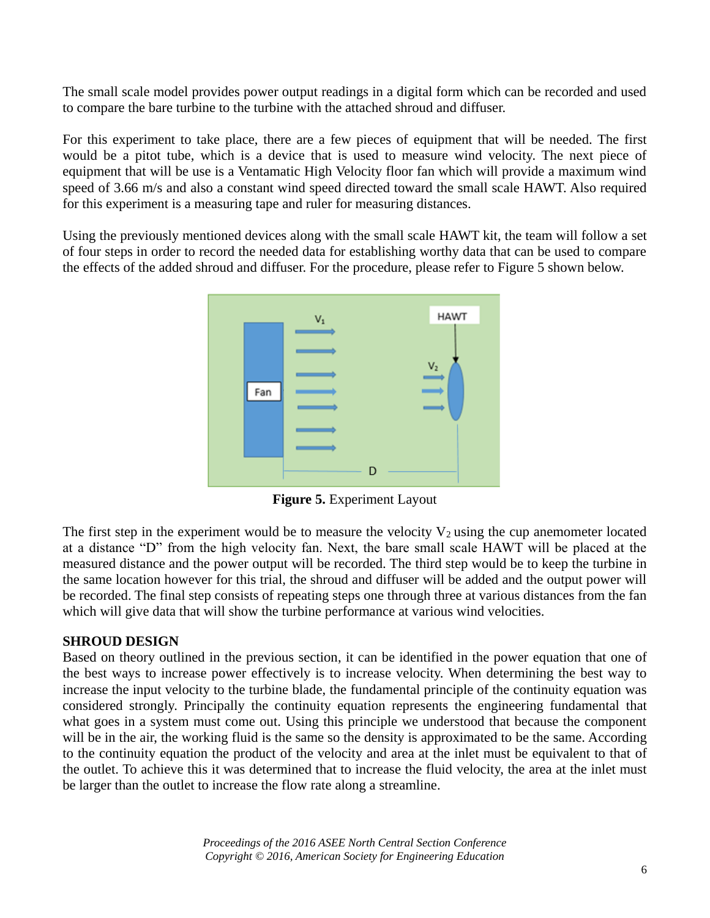The small scale model provides power output readings in a digital form which can be recorded and used to compare the bare turbine to the turbine with the attached shroud and diffuser.

For this experiment to take place, there are a few pieces of equipment that will be needed. The first would be a pitot tube, which is a device that is used to measure wind velocity. The next piece of equipment that will be use is a Ventamatic High Velocity floor fan which will provide a maximum wind speed of 3.66 m/s and also a constant wind speed directed toward the small scale HAWT. Also required for this experiment is a measuring tape and ruler for measuring distances.

Using the previously mentioned devices along with the small scale HAWT kit, the team will follow a set of four steps in order to record the needed data for establishing worthy data that can be used to compare the effects of the added shroud and diffuser. For the procedure, please refer to Figure 5 shown below.

**Figure 5.** Experiment Layout

The first step in the experiment would be to measure the velocity $V_2$ using the cup anemometer located at a distance "D" from the high velocity fan. Next, the bare small scale HAWT will be placed at the measured distance and the power output will be recorded. The third step would be to keep the turbine in the same location however for this trial, the shroud and diffuser will be added and the output power will be recorded. The final step consists of repeating steps one through three at various distances from the fan which will give data that will show the turbine performance at various wind velocities.

## SHROUD DESIGN

Based on theory outlined in the previous section, it can be identified in the power equation that one of the best ways to increase power effectively is to increase velocity. When determining the best way to increase the input velocity to the turbine blade, the fundamental principle of the continuity equation was considered strongly. Principally the continuity equation represents the engineering fundamental that what goes in a system must come out. Using this principle we understood that because the component will be in the air, the working fluid is the same so the density is approximated to be the same. According to the continuity equation the product of the velocity and area at the inlet must be equivalent to that of the outlet. To achieve this it was determined that to increase the fluid velocity, the area at the inlet must be larger than the outlet to increase the flow rate along a streamline.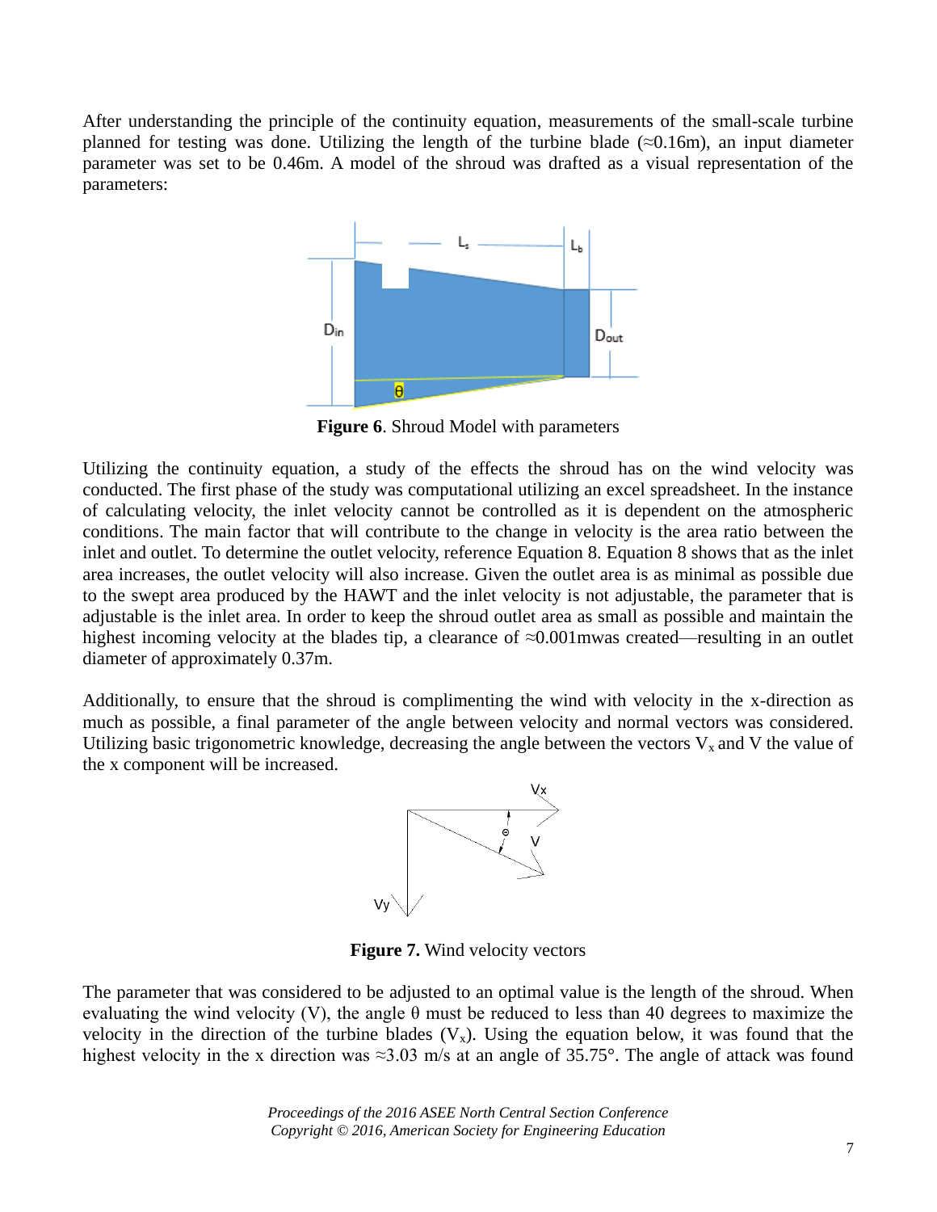After understanding the principle of the continuity equation, measurements of the small-scale turbine planned for testing was done. Utilizing the length of the turbine blade (≈0.16m), an input diameter parameter was set to be 0.46m. A model of the shroud was drafted as a visual representation of the parameters:

**Figure 6**. Shroud Model with parameters

Utilizing the continuity equation, a study of the effects the shroud has on the wind velocity was conducted. The first phase of the study was computational utilizing an excel spreadsheet. In the instance of calculating velocity, the inlet velocity cannot be controlled as it is dependent on the atmospheric conditions. The main factor that will contribute to the change in velocity is the area ratio between the inlet and outlet. To determine the outlet velocity, reference Equation 8. Equation 8 shows that as the inlet area increases, the outlet velocity will also increase. Given the outlet area is as minimal as possible due to the swept area produced by the HAWT and the inlet velocity is not adjustable, the parameter that is adjustable is the inlet area. In order to keep the shroud outlet area as small as possible and maintain the highest incoming velocity at the blades tip, a clearance of ≈0.001mwas created—resulting in an outlet diameter of approximately 0.37m.

Additionally, to ensure that the shroud is complimenting the wind with velocity in the x-direction as much as possible, a final parameter of the angle between velocity and normal vectors was considered. Utilizing basic trigonometric knowledge, decreasing the angle between the vectors $V_x$ and V the value of the x component will be increased.

**Figure 7.** Wind velocity vectors

The parameter that was considered to be adjusted to an optimal value is the length of the shroud. When evaluating the wind velocity (V), the angle θ must be reduced to less than 40 degrees to maximize the velocity in the direction of the turbine blades ($V_x$). Using the equation below, it was found that the highest velocity in the x direction was ≈3.03 m/s at an angle of 35.75°. The angle of attack was found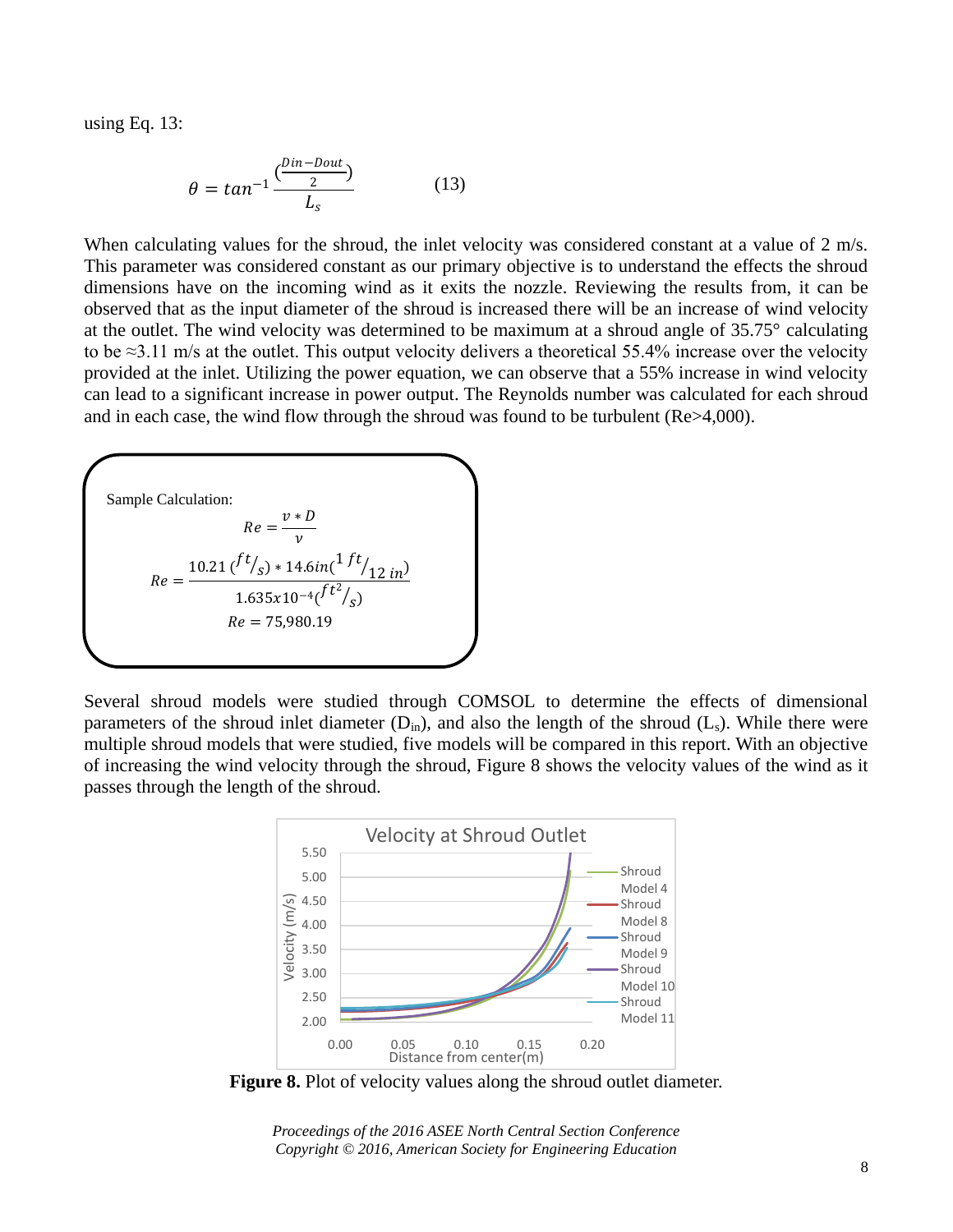using Eq. 13:

$$\theta = tan^{-1}\frac{(\frac{Din-Dout}{2})}{L_s} \qquad (13)$$

When calculating values for the shroud, the inlet velocity was considered constant at a value of 2 m/s. This parameter was considered constant as our primary objective is to understand the effects the shroud dimensions have on the incoming wind as it exits the nozzle. Reviewing the results from, it can be observed that as the input diameter of the shroud is increased there will be an increase of wind velocity at the outlet. The wind velocity was determined to be maximum at a shroud angle of 35.75° calculating to be ≈3.11 m/s at the outlet. This output velocity delivers a theoretical 55.4% increase over the velocity provided at the inlet. Utilizing the power equation, we can observe that a 55% increase in wind velocity can lead to a significant increase in power output. The Reynolds number was calculated for each shroud and in each case, the wind flow through the shroud was found to be turbulent (Re>4,000).

Sample Calculation:

$$Re = \frac{v * D}{\nu}$$

$$Re = \frac{10.21\,(^{ft}/_{s}) * 14.6in(^{1\,ft}/_{12\,in})}{1.635x10^{-4}(^{ft^2}/_{s})}$$

$$Re = 75{,}980.19$$

Several shroud models were studied through COMSOL to determine the effects of dimensional parameters of the shroud inlet diameter ($D_{in}$), and also the length of the shroud ($L_s$). While there were multiple shroud models that were studied, five models will be compared in this report. With an objective of increasing the wind velocity through the shroud, Figure 8 shows the velocity values of the wind as it passes through the length of the shroud.

**Figure 8.** Plot of velocity values along the shroud outlet diameter.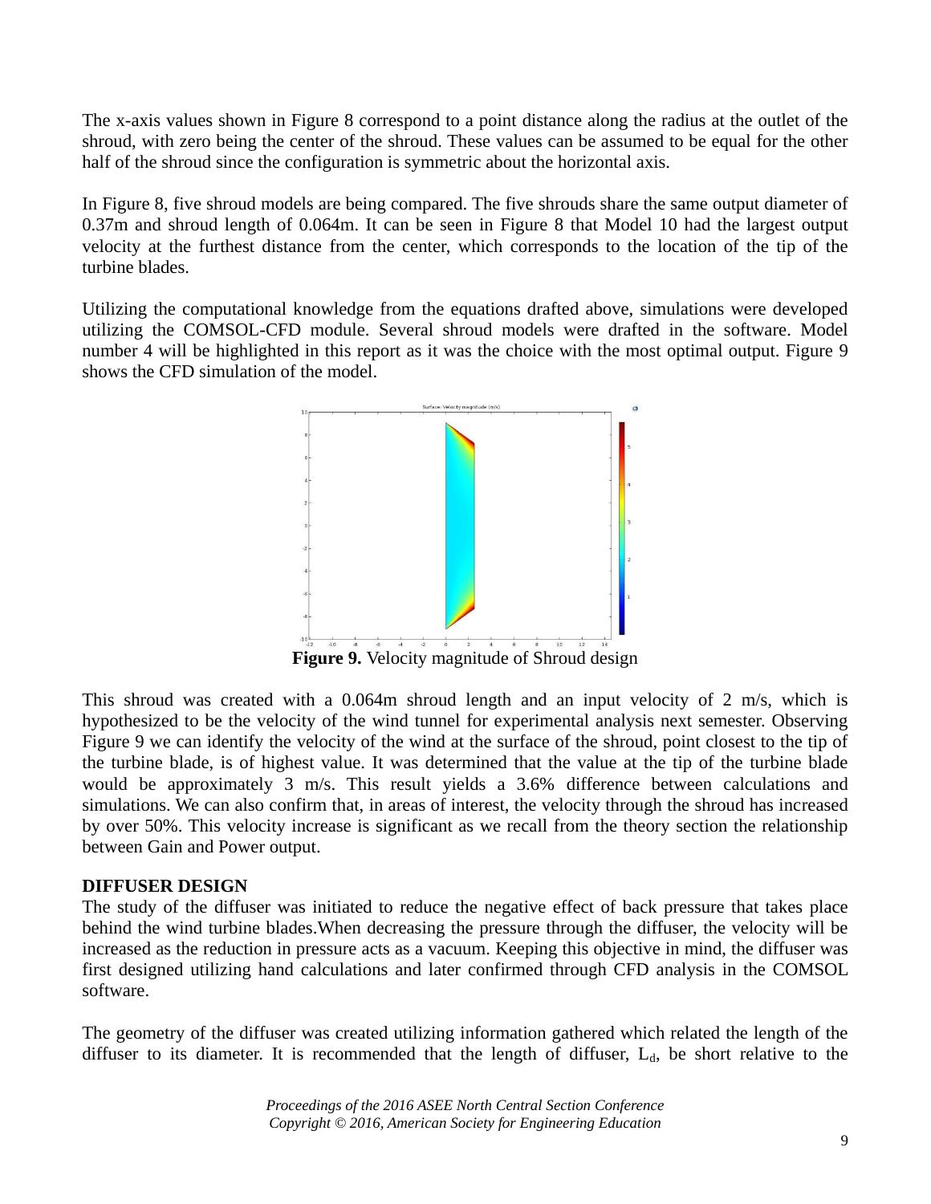The x-axis values shown in Figure 8 correspond to a point distance along the radius at the outlet of the shroud, with zero being the center of the shroud. These values can be assumed to be equal for the other half of the shroud since the configuration is symmetric about the horizontal axis.

In Figure 8, five shroud models are being compared. The five shrouds share the same output diameter of 0.37m and shroud length of 0.064m. It can be seen in Figure 8 that Model 10 had the largest output velocity at the furthest distance from the center, which corresponds to the location of the tip of the turbine blades.

Utilizing the computational knowledge from the equations drafted above, simulations were developed utilizing the COMSOL-CFD module. Several shroud models were drafted in the software. Model number 4 will be highlighted in this report as it was the choice with the most optimal output. Figure 9 shows the CFD simulation of the model.

**Figure 9.** Velocity magnitude of Shroud design

This shroud was created with a 0.064m shroud length and an input velocity of 2 m/s, which is hypothesized to be the velocity of the wind tunnel for experimental analysis next semester. Observing Figure 9 we can identify the velocity of the wind at the surface of the shroud, point closest to the tip of the turbine blade, is of highest value. It was determined that the value at the tip of the turbine blade would be approximately 3 m/s. This result yields a 3.6% difference between calculations and simulations. We can also confirm that, in areas of interest, the velocity through the shroud has increased by over 50%. This velocity increase is significant as we recall from the theory section the relationship between Gain and Power output.

**DIFFUSER DESIGN**

The study of the diffuser was initiated to reduce the negative effect of back pressure that takes place behind the wind turbine blades.When decreasing the pressure through the diffuser, the velocity will be increased as the reduction in pressure acts as a vacuum. Keeping this objective in mind, the diffuser was first designed utilizing hand calculations and later confirmed through CFD analysis in the COMSOL software.

The geometry of the diffuser was created utilizing information gathered which related the length of the diffuser to its diameter. It is recommended that the length of diffuser, $L_d$, be short relative to the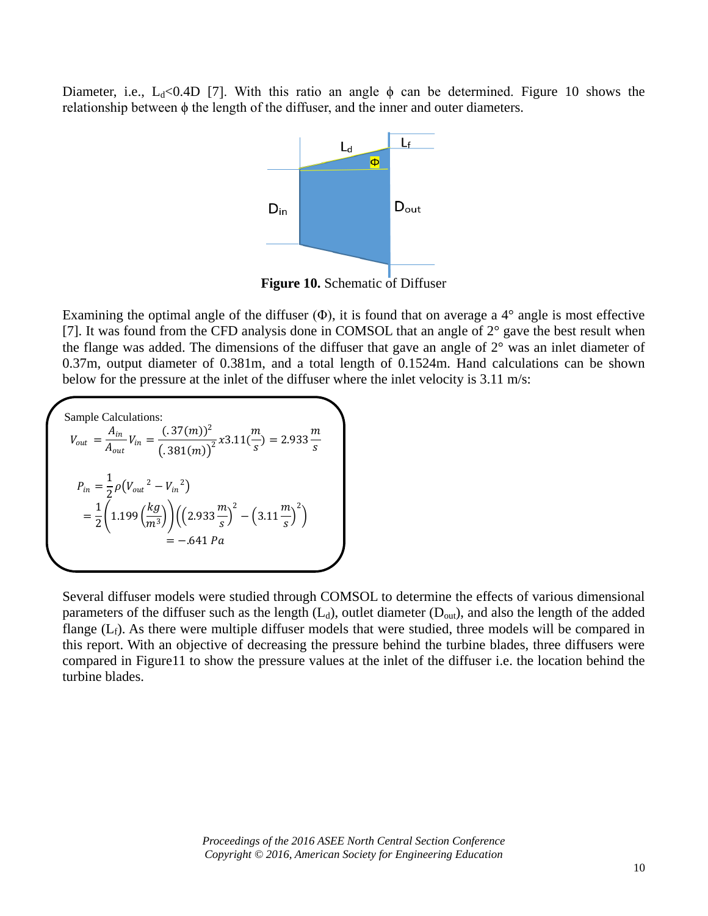Diameter, i.e., $L_d$<0.4D [7]. With this ratio an angle ϕ can be determined. Figure 10 shows the relationship between ϕ the length of the diffuser, and the inner and outer diameters.

**Figure 10.** Schematic of Diffuser

Examining the optimal angle of the diffuser (Φ), it is found that on average a 4° angle is most effective [7]. It was found from the CFD analysis done in COMSOL that an angle of 2° gave the best result when the flange was added. The dimensions of the diffuser that gave an angle of 2° was an inlet diameter of 0.37m, output diameter of 0.381m, and a total length of 0.1524m. Hand calculations can be shown below for the pressure at the inlet of the diffuser where the inlet velocity is 3.11 m/s:

Sample Calculations:

$$V_{out} = \frac{A_{in}}{A_{out}} V_{in} = \frac{(.37(m))^2}{(.381(m))^2} x3.11(\frac{m}{s}) = 2.933\frac{m}{s}$$

$$P_{in} = \frac{1}{2}\rho\left(V_{out}{}^2 - V_{in}{}^2\right)$$

$$= \frac{1}{2}\left(1.199\left(\frac{kg}{m^3}\right)\right)\left(\left(2.933\frac{m}{s}\right)^2 - \left(3.11\frac{m}{s}\right)^2\right)$$

$$= -.641\ Pa$$

Several diffuser models were studied through COMSOL to determine the effects of various dimensional parameters of the diffuser such as the length ($L_d$), outlet diameter ($D_{out}$), and also the length of the added flange ($L_f$). As there were multiple diffuser models that were studied, three models will be compared in this report. With an objective of decreasing the pressure behind the turbine blades, three diffusers were compared in Figure11 to show the pressure values at the inlet of the diffuser i.e. the location behind the turbine blades.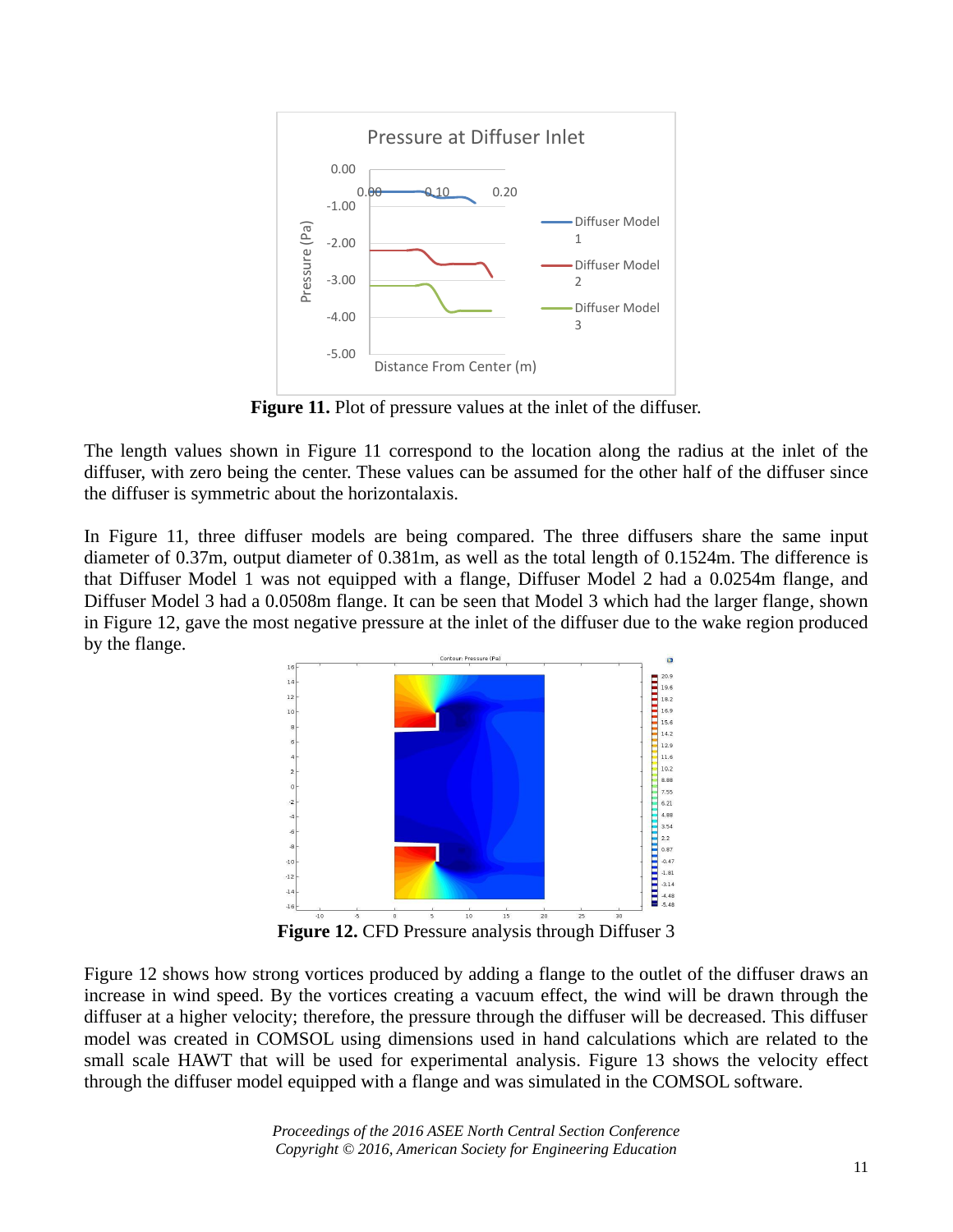**Figure 11.** Plot of pressure values at the inlet of the diffuser.

The length values shown in Figure 11 correspond to the location along the radius at the inlet of the diffuser, with zero being the center. These values can be assumed for the other half of the diffuser since the diffuser is symmetric about the horizontalaxis.

In Figure 11, three diffuser models are being compared. The three diffusers share the same input diameter of 0.37m, output diameter of 0.381m, as well as the total length of 0.1524m. The difference is that Diffuser Model 1 was not equipped with a flange, Diffuser Model 2 had a 0.0254m flange, and Diffuser Model 3 had a 0.0508m flange. It can be seen that Model 3 which had the larger flange, shown in Figure 12, gave the most negative pressure at the inlet of the diffuser due to the wake region produced by the flange.

**Figure 12.** CFD Pressure analysis through Diffuser 3

Figure 12 shows how strong vortices produced by adding a flange to the outlet of the diffuser draws an increase in wind speed. By the vortices creating a vacuum effect, the wind will be drawn through the diffuser at a higher velocity; therefore, the pressure through the diffuser will be decreased. This diffuser model was created in COMSOL using dimensions used in hand calculations which are related to the small scale HAWT that will be used for experimental analysis. Figure 13 shows the velocity effect through the diffuser model equipped with a flange and was simulated in the COMSOL software.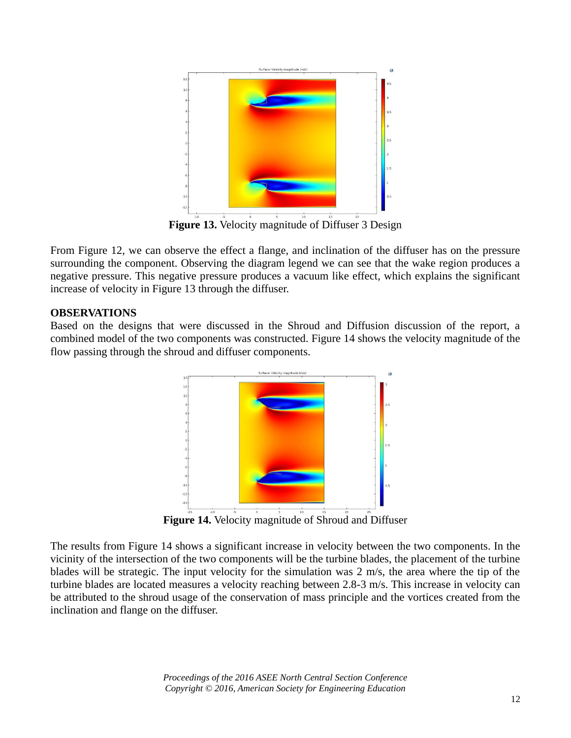**Figure 13.** Velocity magnitude of Diffuser 3 Design

From Figure 12, we can observe the effect a flange, and inclination of the diffuser has on the pressure surrounding the component. Observing the diagram legend we can see that the wake region produces a negative pressure. This negative pressure produces a vacuum like effect, which explains the significant increase of velocity in Figure 13 through the diffuser.

**OBSERVATIONS**

Based on the designs that were discussed in the Shroud and Diffusion discussion of the report, a combined model of the two components was constructed. Figure 14 shows the velocity magnitude of the flow passing through the shroud and diffuser components.

**Figure 14.** Velocity magnitude of Shroud and Diffuser

The results from Figure 14 shows a significant increase in velocity between the two components. In the vicinity of the intersection of the two components will be the turbine blades, the placement of the turbine blades will be strategic. The input velocity for the simulation was 2 m/s, the area where the tip of the turbine blades are located measures a velocity reaching between 2.8-3 m/s. This increase in velocity can be attributed to the shroud usage of the conservation of mass principle and the vortices created from the inclination and flange on the diffuser.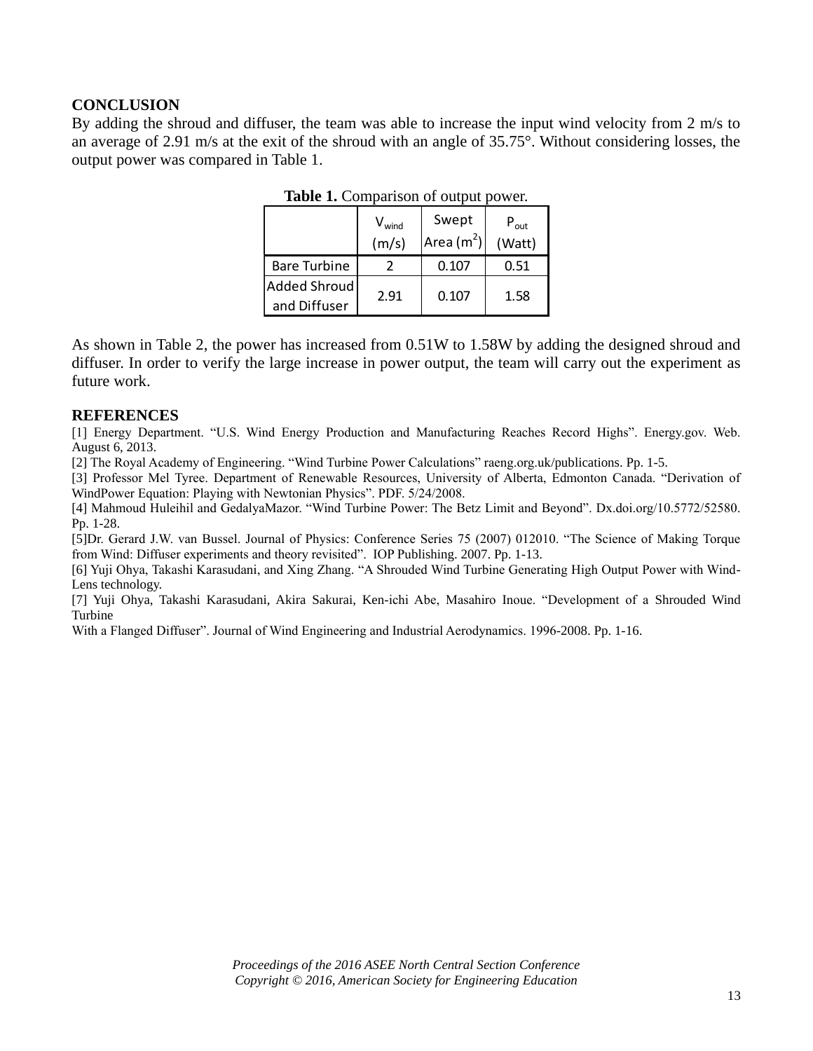## CONCLUSION

By adding the shroud and diffuser, the team was able to increase the input wind velocity from 2 m/s to an average of 2.91 m/s at the exit of the shroud with an angle of 35.75°. Without considering losses, the output power was compared in Table 1.

**Table 1.** Comparison of output power.

| | $V_{wind}$ (m/s) | Swept Area ($m^2$) | $P_{out}$ (Watt) |
|---|---|---|---|
| Bare Turbine | 2 | 0.107 | 0.51 |
| Added Shroud and Diffuser | 2.91 | 0.107 | 1.58 |

As shown in Table 2, the power has increased from 0.51W to 1.58W by adding the designed shroud and diffuser. In order to verify the large increase in power output, the team will carry out the experiment as future work.

## REFERENCES

[1] Energy Department. "U.S. Wind Energy Production and Manufacturing Reaches Record Highs". Energy.gov. Web. August 6, 2013.

[2] The Royal Academy of Engineering. "Wind Turbine Power Calculations" raeng.org.uk/publications. Pp. 1-5.

[3] Professor Mel Tyree. Department of Renewable Resources, University of Alberta, Edmonton Canada. "Derivation of WindPower Equation: Playing with Newtonian Physics". PDF. 5/24/2008.

[4] Mahmoud Huleihil and GedalyaMazor. "Wind Turbine Power: The Betz Limit and Beyond". Dx.doi.org/10.5772/52580. Pp. 1-28.

[5]Dr. Gerard J.W. van Bussel. Journal of Physics: Conference Series 75 (2007) 012010. "The Science of Making Torque from Wind: Diffuser experiments and theory revisited". IOP Publishing. 2007. Pp. 1-13.

[6] Yuji Ohya, Takashi Karasudani, and Xing Zhang. "A Shrouded Wind Turbine Generating High Output Power with Wind-Lens technology.

[7] Yuji Ohya, Takashi Karasudani, Akira Sakurai, Ken-ichi Abe, Masahiro Inoue. "Development of a Shrouded Wind Turbine
With a Flanged Diffuser". Journal of Wind Engineering and Industrial Aerodynamics. 1996-2008. Pp. 1-16.